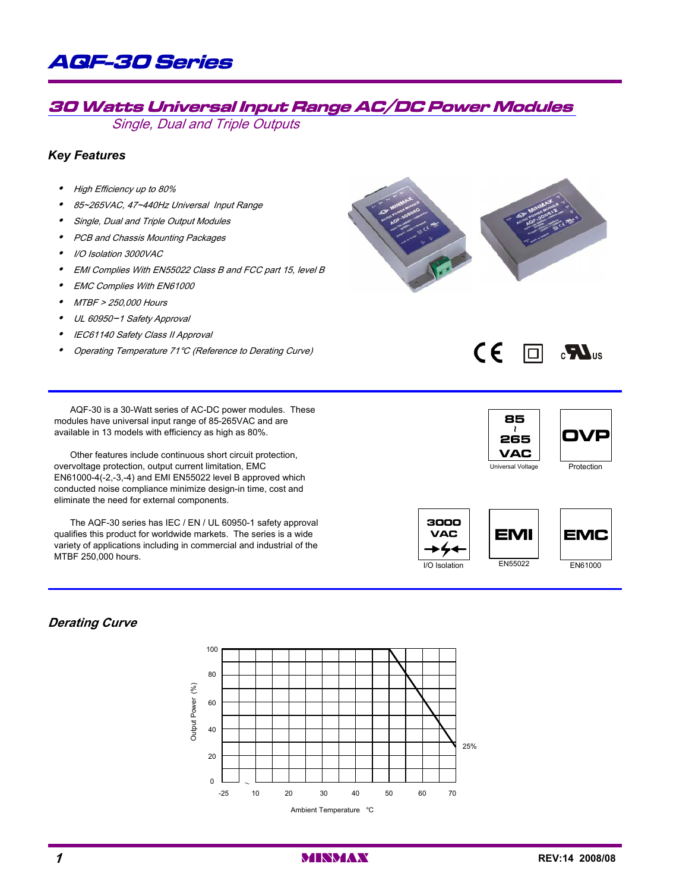# AQF-30 Series

## 30 Watts Universal Input Range AC/DC Power Modules

*Single, Dual and Triple Outputs*

### Key Features

- *High Efficiency up to 80%*
- *85~265VAC, 47~440Hz Universal Input Range*
- *Single, Dual and Triple Output Modules*
- *PCB and Chassis Mounting Packages*
- *I/O Isolation 3000VAC*
- *EMI Complies With EN55022 Class B and FCC part 15, level B*
- *EMC Complies With EN61000*
- *MTBF > 250,000 Hours*
- *UL 60950−1 Safety Approval*
- *IEC61140 Safety Class II Approval*
- *Operating Temperature 71°C (Reference to Derating Curve)*

AQF-30 is a 30-Watt series of AC-DC power modules. These modules have universal input range of 85-265VAC and are available in 13 models with efficiency as high as 80%.

Other features include continuous short circuit protection, overvoltage protection, output current limitation, EMC EN61000-4(-2,-3,-4) and EMI EN55022 level B approved which conducted noise compliance minimize design-in time, cost and eliminate the need for external components.

The AQF-30 series has IEC / EN / UL 60950-1 safety approval qualifies this product for worldwide markets. The series is a wide variety of applications including in commercial and industrial of the MTBF 250,000 hours.

85 ~ 265 VAC — Universal Voltage

OVP — Protection

3000 VAC — I/O Isolation

EMI — EN55022

EMC — EN61000

### Derating Curve

Output Power (%) vs. Ambient Temperature °C: 100% output from -25 to 50°C, derating linearly to 25% at 71°C.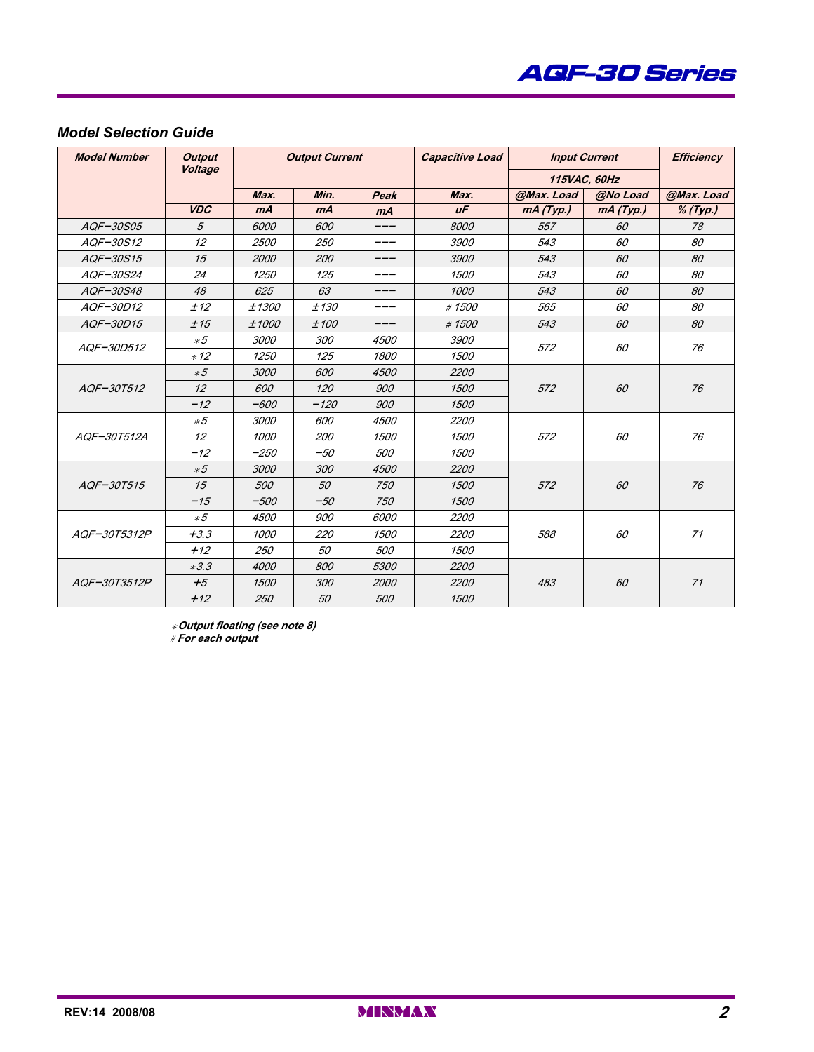## Model Selection Guide

| Model Number | Output Voltage | Output Current | | | Capacitive Load | Input Current | | Efficiency |
|---|---|---|---|---|---|---|---|---|
| | | | | | | 115VAC, 60Hz | | |
| | | Max. | Min. | Peak | Max. | @Max. Load | @No Load | @Max. Load |
| | VDC | mA | mA | mA | uF | mA (Typ.) | mA (Typ.) | % (Typ.) |
| AQF-30S05 | 5 | 6000 | 600 | --- | 8000 | 557 | 60 | 78 |
| AQF-30S12 | 12 | 2500 | 250 | --- | 3900 | 543 | 60 | 80 |
| AQF-30S15 | 15 | 2000 | 200 | --- | 3900 | 543 | 60 | 80 |
| AQF-30S24 | 24 | 1250 | 125 | --- | 1500 | 543 | 60 | 80 |
| AQF-30S48 | 48 | 625 | 63 | --- | 1000 | 543 | 60 | 80 |
| AQF-30D12 | ±12 | ±1300 | ±130 | --- | # 1500 | 565 | 60 | 80 |
| AQF-30D15 | ±15 | ±1000 | ±100 | --- | # 1500 | 543 | 60 | 80 |
| AQF-30D512 | *5 | 3000 | 300 | 4500 | 3900 | 572 | 60 | 76 |
| | *12 | 1250 | 125 | 1800 | 1500 | | | |
| AQF-30T512 | *5 | 3000 | 600 | 4500 | 2200 | 572 | 60 | 76 |
| | 12 | 600 | 120 | 900 | 1500 | | | |
| | -12 | -600 | -120 | 900 | 1500 | | | |
| AQF-30T512A | *5 | 3000 | 600 | 4500 | 2200 | 572 | 60 | 76 |
| | 12 | 1000 | 200 | 1500 | 1500 | | | |
| | -12 | -250 | -50 | 500 | 1500 | | | |
| AQF-30T515 | *5 | 3000 | 300 | 4500 | 2200 | 572 | 60 | 76 |
| | 15 | 500 | 50 | 750 | 1500 | | | |
| | -15 | -500 | -50 | 750 | 1500 | | | |
| AQF-30T5312P | *5 | 4500 | 900 | 6000 | 2200 | 588 | 60 | 71 |
| | +3.3 | 1000 | 220 | 1500 | 2200 | | | |
| | +12 | 250 | 50 | 500 | 1500 | | | |
| AQF-30T3512P | *3.3 | 4000 | 800 | 5300 | 2200 | 483 | 60 | 71 |
| | +5 | 1500 | 300 | 2000 | 2200 | | | |
| | +12 | 250 | 50 | 500 | 1500 | | | |

*Output floating (see note 8)
# For each output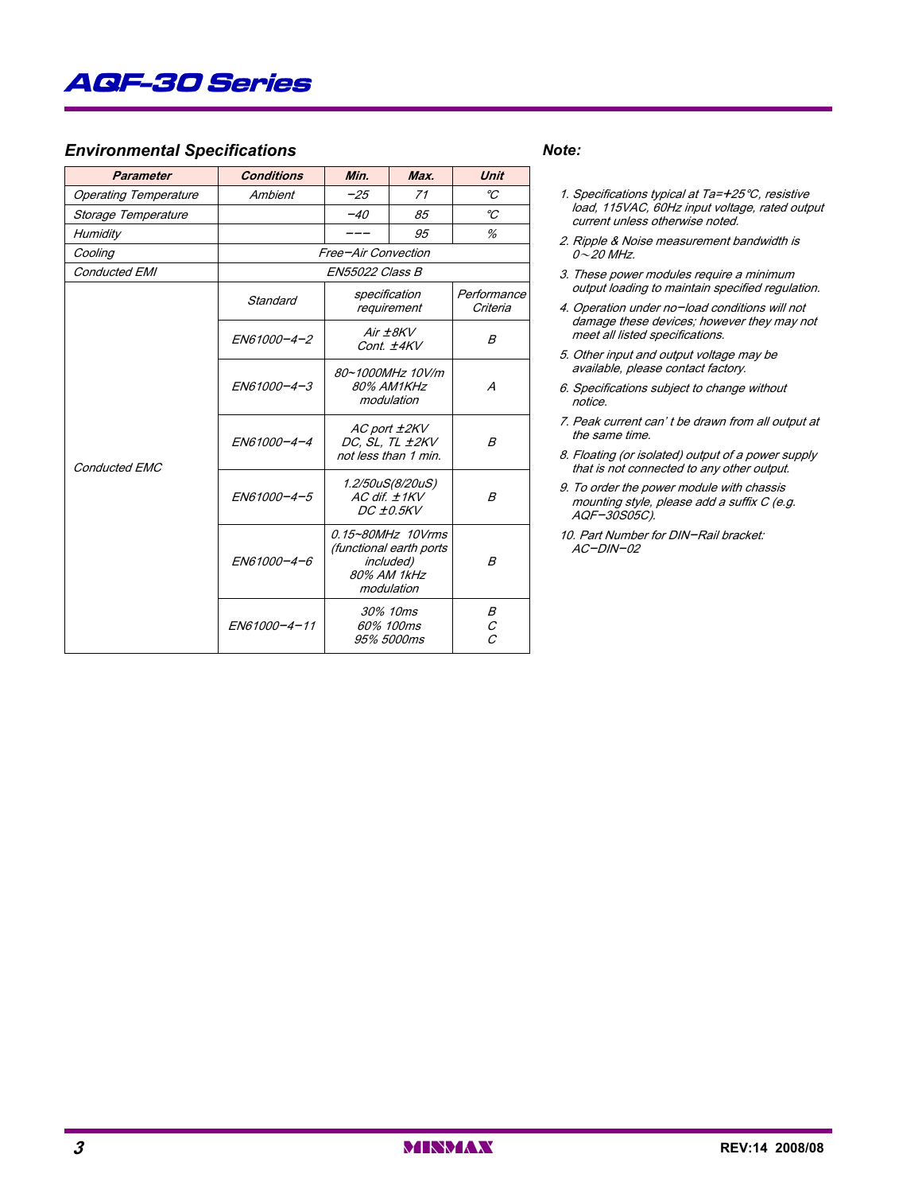## Environmental Specifications

| Parameter | Conditions | Min. | Max. | Unit |
|---|---|---|---|---|
| Operating Temperature | Ambient | −25 | 71 | ℃ |
| Storage Temperature | | −40 | 85 | ℃ |
| Humidity | | --- | 95 | % |
| Cooling | Free−Air Convection | | | |
| Conducted EMI | EN55022 Class B | | | |
| Conducted EMC | Standard | specification requirement | | Performance Criteria |
| | EN61000−4−2 | Air ±8KV Cont. ±4KV | | B |
| | EN61000−4−3 | 80~1000MHz 10V/m 80% AM1KHz modulation | | A |
| | EN61000−4−4 | AC port ±2KV DC, SL, TL ±2KV not less than 1 min. | | B |
| | EN61000−4−5 | 1.2/50uS(8/20uS) AC dif. ±1KV DC ±0.5KV | | B |
| | EN61000−4−6 | 0.15~80MHz 10Vrms (functional earth ports included) 80% AM 1kHz modulation | | B |
| | EN61000−4−11 | 30% 10ms 60% 100ms 95% 5000ms | | B C C |

**Note:**

1. Specifications typical at Ta=+25℃, resistive load, 115VAC, 60Hz input voltage, rated output current unless otherwise noted.
2. Ripple & Noise measurement bandwidth is 0～20 MHz.
3. These power modules require a minimum output loading to maintain specified regulation.
4. Operation under no−load conditions will not damage these devices; however they may not meet all listed specifications.
5. Other input and output voltage may be available, please contact factory.
6. Specifications subject to change without notice.
7. Peak current can' t be drawn from all output at the same time.
8. Floating (or isolated) output of a power supply that is not connected to any other output.
9. To order the power module with chassis mounting style, please add a suffix C (e.g. AQF−30S05C).
10. Part Number for DIN−Rail bracket: AC−DIN−02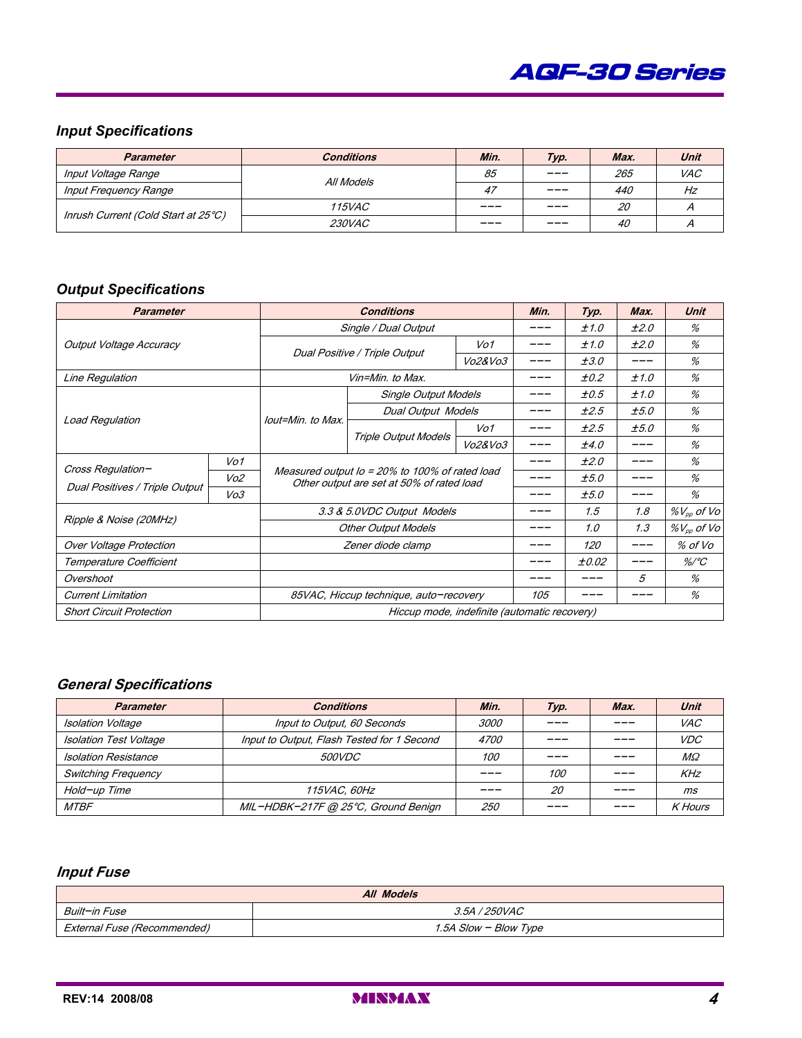## Input Specifications

| Parameter | Conditions | Min. | Typ. | Max. | Unit |
|---|---|---|---|---|---|
| Input Voltage Range | All Models | 85 | --- | 265 | VAC |
| Input Frequency Range | | 47 | --- | 440 | Hz |
| Inrush Current (Cold Start at 25°C) | 115VAC | --- | --- | 20 | A |
| | 230VAC | --- | --- | 40 | A |

## Output Specifications

| Parameter | | Conditions | | | Min. | Typ. | Max. | Unit |
|---|---|---|---|---|---|---|---|---|
| Output Voltage Accuracy | | Single / Dual Output | | | --- | ±1.0 | ±2.0 | % |
| | | Dual Positive / Triple Output | | Vo1 | --- | ±1.0 | ±2.0 | % |
| | | | | Vo2&Vo3 | --- | ±3.0 | --- | % |
| Line Regulation | | Vin=Min. to Max. | | | --- | ±0.2 | ±1.0 | % |
| Load Regulation | | Iout=Min. to Max. | Single Output Models | | --- | ±0.5 | ±1.0 | % |
| | | | Dual Output Models | | --- | ±2.5 | ±5.0 | % |
| | | | Triple Output Models | Vo1 | --- | ±2.5 | ±5.0 | % |
| | | | | Vo2&Vo3 | --- | ±4.0 | --- | % |
| Cross Regulation– Dual Positives / Triple Output | Vo1 | Measured output Io = 20% to 100% of rated load Other output are set at 50% of rated load | | | --- | ±2.0 | --- | % |
| | Vo2 | | | | --- | ±5.0 | --- | % |
| | Vo3 | | | | --- | ±5.0 | --- | % |
| Ripple & Noise (20MHz) | | 3.3 & 5.0VDC Output Models | | | --- | 1.5 | 1.8 | $\%V_{pp}$ of Vo |
| | | Other Output Models | | | --- | 1.0 | 1.3 | $\%V_{pp}$ of Vo |
| Over Voltage Protection | | Zener diode clamp | | | --- | 120 | --- | % of Vo |
| Temperature Coefficient | | | | | --- | ±0.02 | --- | %/°C |
| Overshoot | | | | | --- | --- | 5 | % |
| Current Limitation | | 85VAC, Hiccup technique, auto–recovery | | | 105 | --- | --- | % |
| Short Circuit Protection | | Hiccup mode, indefinite (automatic recovery) | | | | | | |

## General Specifications

| Parameter | Conditions | Min. | Typ. | Max. | Unit |
|---|---|---|---|---|---|
| Isolation Voltage | Input to Output, 60 Seconds | 3000 | --- | --- | VAC |
| Isolation Test Voltage | Input to Output, Flash Tested for 1 Second | 4700 | --- | --- | VDC |
| Isolation Resistance | 500VDC | 100 | --- | --- | MΩ |
| Switching Frequency | | --- | 100 | --- | KHz |
| Hold–up Time | 115VAC, 60Hz | --- | 20 | --- | ms |
| MTBF | MIL–HDBK–217F @ 25°C, Ground Benign | 250 | --- | --- | K Hours |

## Input Fuse

| All Models | |
|---|---|
| Built–in Fuse | 3.5A / 250VAC |
| External Fuse (Recommended) | 1.5A Slow – Blow Type |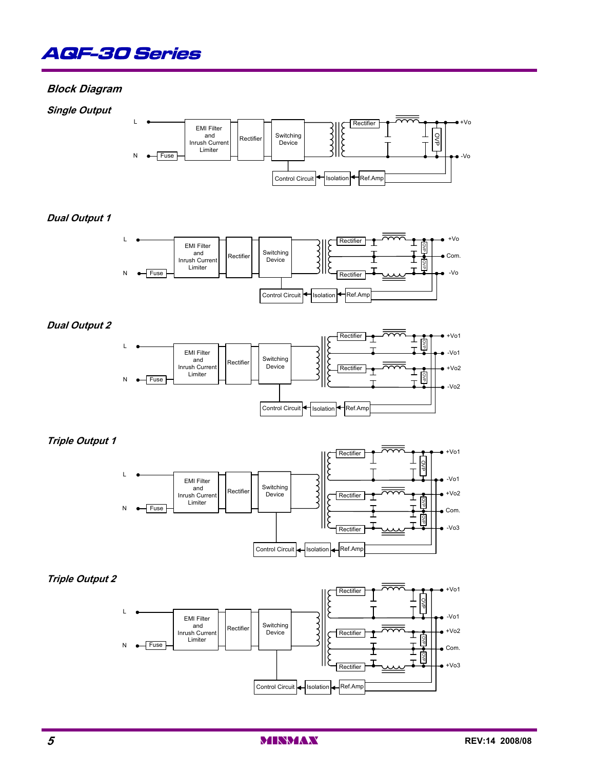## Block Diagram

### Single Output

L, N, Fuse, EMI Filter and Inrush Current Limiter, Rectifier, Switching Device, Rectifier, OVP, +Vo, -Vo, Control Circuit, Isolation, Ref.Amp

### Dual Output 1

L, N, Fuse, EMI Filter and Inrush Current Limiter, Rectifier, Switching Device, Rectifier, Rectifier, OVP, OVP, +Vo, Com., -Vo, Control Circuit, Isolation, Ref.Amp

### Dual Output 2

L, N, Fuse, EMI Filter and Inrush Current Limiter, Rectifier, Switching Device, Rectifier, Rectifier, OVP, OVP, +Vo1, -Vo1, +Vo2, -Vo2, Control Circuit, Isolation, Ref.Amp

### Triple Output 1

L, N, Fuse, EMI Filter and Inrush Current Limiter, Rectifier, Switching Device, Rectifier, Rectifier, Rectifier, OVP, OVP, OVP, +Vo1, -Vo1, +Vo2, Com., -Vo3, Control Circuit, Isolation, Ref.Amp

### Triple Output 2

L, N, Fuse, EMI Filter and Inrush Current Limiter, Rectifier, Switching Device, Rectifier, Rectifier, Rectifier, OVP, OVP, OVP, +Vo1, -Vo1, +Vo2, Com., +Vo3, Control Circuit, Isolation, Ref.Amp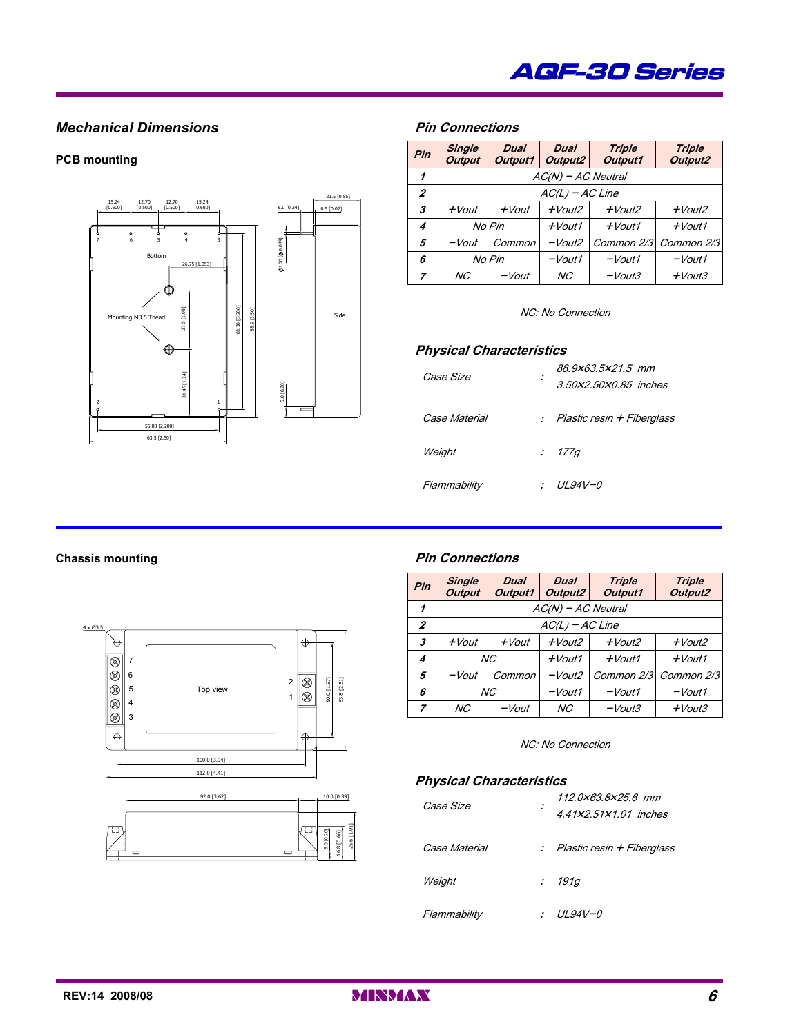## Mechanical Dimensions

### PCB mounting

## Pin Connections

| Pin | Single Output | Dual Output1 | Dual Output2 | Triple Output1 | Triple Output2 |
|---|---|---|---|---|---|
| 1 | AC(N) − AC Neutral | | | | |
| 2 | AC(L) − AC Line | | | | |
| 3 | +Vout | +Vout | +Vout2 | +Vout2 | +Vout2 |
| 4 | No Pin | | +Vout1 | +Vout1 | +Vout1 |
| 5 | −Vout | Common | −Vout2 | Common 2/3 | Common 2/3 |
| 6 | No Pin | | −Vout1 | −Vout1 | −Vout1 |
| 7 | NC | −Vout | NC | −Vout3 | +Vout3 |

NC: No Connection

## Physical Characteristics

| | | |
|---|---|---|
| Case Size | : | 88.9×63.5×21.5 mm<br>3.50×2.50×0.85 inches |
| Case Material | : | Plastic resin + Fiberglass |
| Weight | : | 177g |
| Flammability | : | UL94V−0 |

### Chassis mounting

## Pin Connections

| Pin | Single Output | Dual Output1 | Dual Output2 | Triple Output1 | Triple Output2 |
|---|---|---|---|---|---|
| 1 | AC(N) − AC Neutral | | | | |
| 2 | AC(L) − AC Line | | | | |
| 3 | +Vout | +Vout | +Vout2 | +Vout2 | +Vout2 |
| 4 | NC | | +Vout1 | +Vout1 | +Vout1 |
| 5 | −Vout | Common | −Vout2 | Common 2/3 | Common 2/3 |
| 6 | NC | | −Vout1 | −Vout1 | −Vout1 |
| 7 | NC | −Vout | NC | −Vout3 | +Vout3 |

NC: No Connection

## Physical Characteristics

| | | |
|---|---|---|
| Case Size | : | 112.0×63.8×25.6 mm<br>4.41×2.51×1.01 inches |
| Case Material | : | Plastic resin + Fiberglass |
| Weight | : | 191g |
| Flammability | : | UL94V−0 |

REV:14 2008/08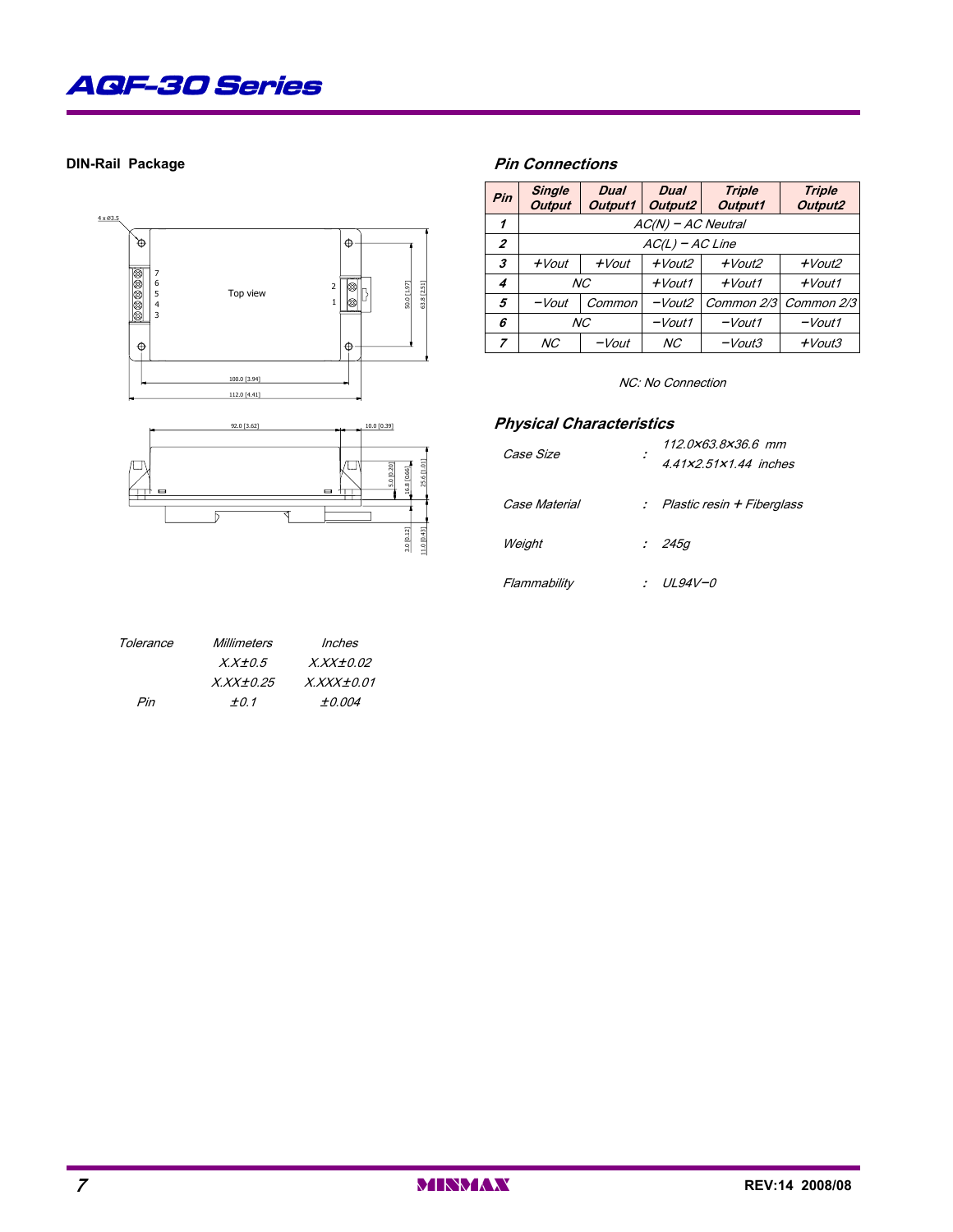## DIN-Rail Package

4 x Ø3.5

7
6
5
4
3

Top view

2
1

50.0 [1.97]
63.8 [2.51]
100.0 [3.94]
112.0 [4.41]

92.0 [3.62]
10.0 [0.39]
5.0 [0.20]
16.8 [0.66]
25.6 [1.01]
3.0 [0.12]
11.0 [0.43]

| Tolerance | Millimeters | Inches |
|---|---|---|
| | X.X±0.5 | X.XX±0.02 |
| | X.XX±0.25 | X.XXX±0.01 |
| Pin | ±0.1 | ±0.004 |

## Pin Connections

| Pin | Single Output | Dual Output1 | Dual Output2 | Triple Output1 | Triple Output2 |
|---|---|---|---|---|---|
| 1 | AC(N) − AC Neutral | | | | |
| 2 | AC(L) − AC Line | | | | |
| 3 | +Vout | +Vout | +Vout2 | +Vout2 | +Vout2 |
| 4 | NC | | +Vout1 | +Vout1 | +Vout1 |
| 5 | −Vout | Common | −Vout2 | Common 2/3 | Common 2/3 |
| 6 | NC | | −Vout1 | −Vout1 | −Vout1 |
| 7 | NC | −Vout | NC | −Vout3 | +Vout3 |

NC: No Connection

## Physical Characteristics

| | | |
|---|---|---|
| Case Size | : | 112.0×63.8×36.6 mm<br>4.41×2.51×1.44 inches |
| Case Material | : | Plastic resin + Fiberglass |
| Weight | : | 245g |
| Flammability | : | UL94V−0 |